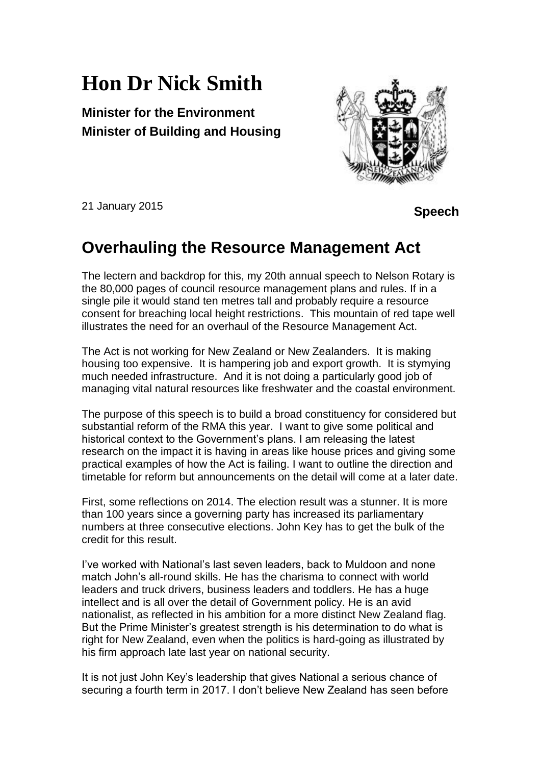# Hon Dr Nick Smith

**Minister for the Environment**
**Minister of Building and Housing**

21 January 2015

**Speech**

## Overhauling the Resource Management Act

The lectern and backdrop for this, my 20th annual speech to Nelson Rotary is the 80,000 pages of council resource management plans and rules. If in a single pile it would stand ten metres tall and probably require a resource consent for breaching local height restrictions. This mountain of red tape well illustrates the need for an overhaul of the Resource Management Act.

The Act is not working for New Zealand or New Zealanders. It is making housing too expensive. It is hampering job and export growth. It is stymying much needed infrastructure. And it is not doing a particularly good job of managing vital natural resources like freshwater and the coastal environment.

The purpose of this speech is to build a broad constituency for considered but substantial reform of the RMA this year. I want to give some political and historical context to the Government's plans. I am releasing the latest research on the impact it is having in areas like house prices and giving some practical examples of how the Act is failing. I want to outline the direction and timetable for reform but announcements on the detail will come at a later date.

First, some reflections on 2014. The election result was a stunner. It is more than 100 years since a governing party has increased its parliamentary numbers at three consecutive elections. John Key has to get the bulk of the credit for this result.

I've worked with National's last seven leaders, back to Muldoon and none match John's all-round skills. He has the charisma to connect with world leaders and truck drivers, business leaders and toddlers. He has a huge intellect and is all over the detail of Government policy. He is an avid nationalist, as reflected in his ambition for a more distinct New Zealand flag. But the Prime Minister's greatest strength is his determination to do what is right for New Zealand, even when the politics is hard-going as illustrated by his firm approach late last year on national security.

It is not just John Key's leadership that gives National a serious chance of securing a fourth term in 2017. I don't believe New Zealand has seen before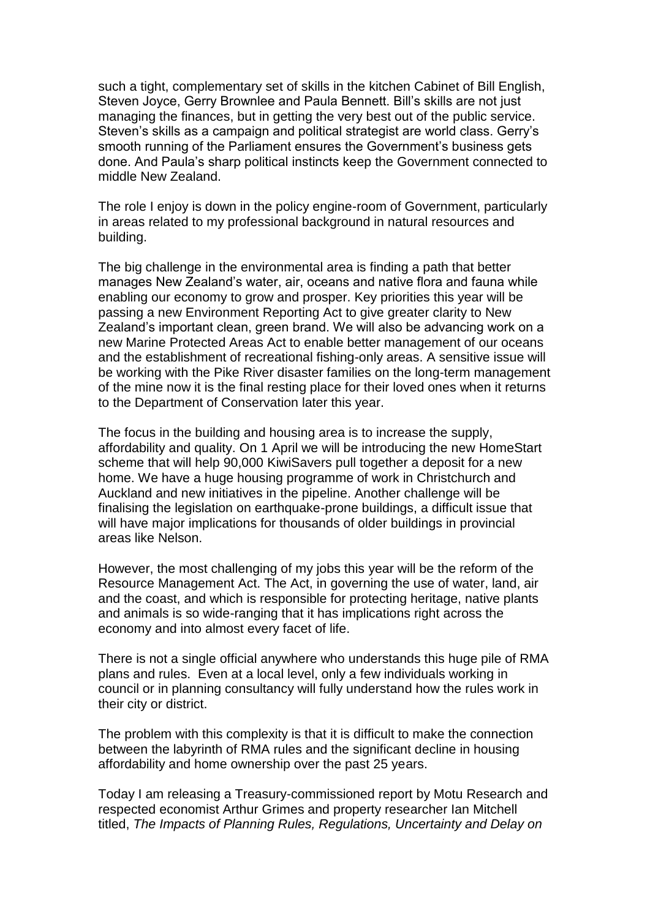such a tight, complementary set of skills in the kitchen Cabinet of Bill English, Steven Joyce, Gerry Brownlee and Paula Bennett. Bill's skills are not just managing the finances, but in getting the very best out of the public service. Steven's skills as a campaign and political strategist are world class. Gerry's smooth running of the Parliament ensures the Government's business gets done. And Paula's sharp political instincts keep the Government connected to middle New Zealand.

The role I enjoy is down in the policy engine-room of Government, particularly in areas related to my professional background in natural resources and building.

The big challenge in the environmental area is finding a path that better manages New Zealand's water, air, oceans and native flora and fauna while enabling our economy to grow and prosper. Key priorities this year will be passing a new Environment Reporting Act to give greater clarity to New Zealand's important clean, green brand. We will also be advancing work on a new Marine Protected Areas Act to enable better management of our oceans and the establishment of recreational fishing-only areas. A sensitive issue will be working with the Pike River disaster families on the long-term management of the mine now it is the final resting place for their loved ones when it returns to the Department of Conservation later this year.

The focus in the building and housing area is to increase the supply, affordability and quality. On 1 April we will be introducing the new HomeStart scheme that will help 90,000 KiwiSavers pull together a deposit for a new home. We have a huge housing programme of work in Christchurch and Auckland and new initiatives in the pipeline. Another challenge will be finalising the legislation on earthquake-prone buildings, a difficult issue that will have major implications for thousands of older buildings in provincial areas like Nelson.

However, the most challenging of my jobs this year will be the reform of the Resource Management Act. The Act, in governing the use of water, land, air and the coast, and which is responsible for protecting heritage, native plants and animals is so wide-ranging that it has implications right across the economy and into almost every facet of life.

There is not a single official anywhere who understands this huge pile of RMA plans and rules. Even at a local level, only a few individuals working in council or in planning consultancy will fully understand how the rules work in their city or district.

The problem with this complexity is that it is difficult to make the connection between the labyrinth of RMA rules and the significant decline in housing affordability and home ownership over the past 25 years.

Today I am releasing a Treasury-commissioned report by Motu Research and respected economist Arthur Grimes and property researcher Ian Mitchell titled, *The Impacts of Planning Rules, Regulations, Uncertainty and Delay on*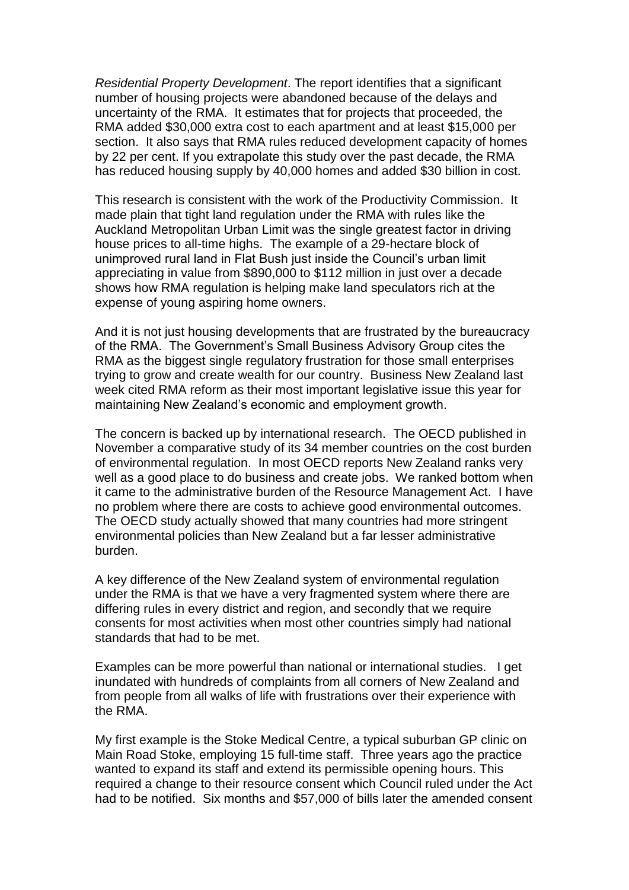*Residential Property Development*. The report identifies that a significant number of housing projects were abandoned because of the delays and uncertainty of the RMA. It estimates that for projects that proceeded, the RMA added $30,000 extra cost to each apartment and at least $15,000 per section. It also says that RMA rules reduced development capacity of homes by 22 per cent. If you extrapolate this study over the past decade, the RMA has reduced housing supply by 40,000 homes and added $30 billion in cost.

This research is consistent with the work of the Productivity Commission. It made plain that tight land regulation under the RMA with rules like the Auckland Metropolitan Urban Limit was the single greatest factor in driving house prices to all-time highs. The example of a 29-hectare block of unimproved rural land in Flat Bush just inside the Council's urban limit appreciating in value from $890,000 to $112 million in just over a decade shows how RMA regulation is helping make land speculators rich at the expense of young aspiring home owners.

And it is not just housing developments that are frustrated by the bureaucracy of the RMA. The Government's Small Business Advisory Group cites the RMA as the biggest single regulatory frustration for those small enterprises trying to grow and create wealth for our country. Business New Zealand last week cited RMA reform as their most important legislative issue this year for maintaining New Zealand's economic and employment growth.

The concern is backed up by international research. The OECD published in November a comparative study of its 34 member countries on the cost burden of environmental regulation. In most OECD reports New Zealand ranks very well as a good place to do business and create jobs. We ranked bottom when it came to the administrative burden of the Resource Management Act. I have no problem where there are costs to achieve good environmental outcomes. The OECD study actually showed that many countries had more stringent environmental policies than New Zealand but a far lesser administrative burden.

A key difference of the New Zealand system of environmental regulation under the RMA is that we have a very fragmented system where there are differing rules in every district and region, and secondly that we require consents for most activities when most other countries simply had national standards that had to be met.

Examples can be more powerful than national or international studies. I get inundated with hundreds of complaints from all corners of New Zealand and from people from all walks of life with frustrations over their experience with the RMA.

My first example is the Stoke Medical Centre, a typical suburban GP clinic on Main Road Stoke, employing 15 full-time staff. Three years ago the practice wanted to expand its staff and extend its permissible opening hours. This required a change to their resource consent which Council ruled under the Act had to be notified. Six months and $57,000 of bills later the amended consent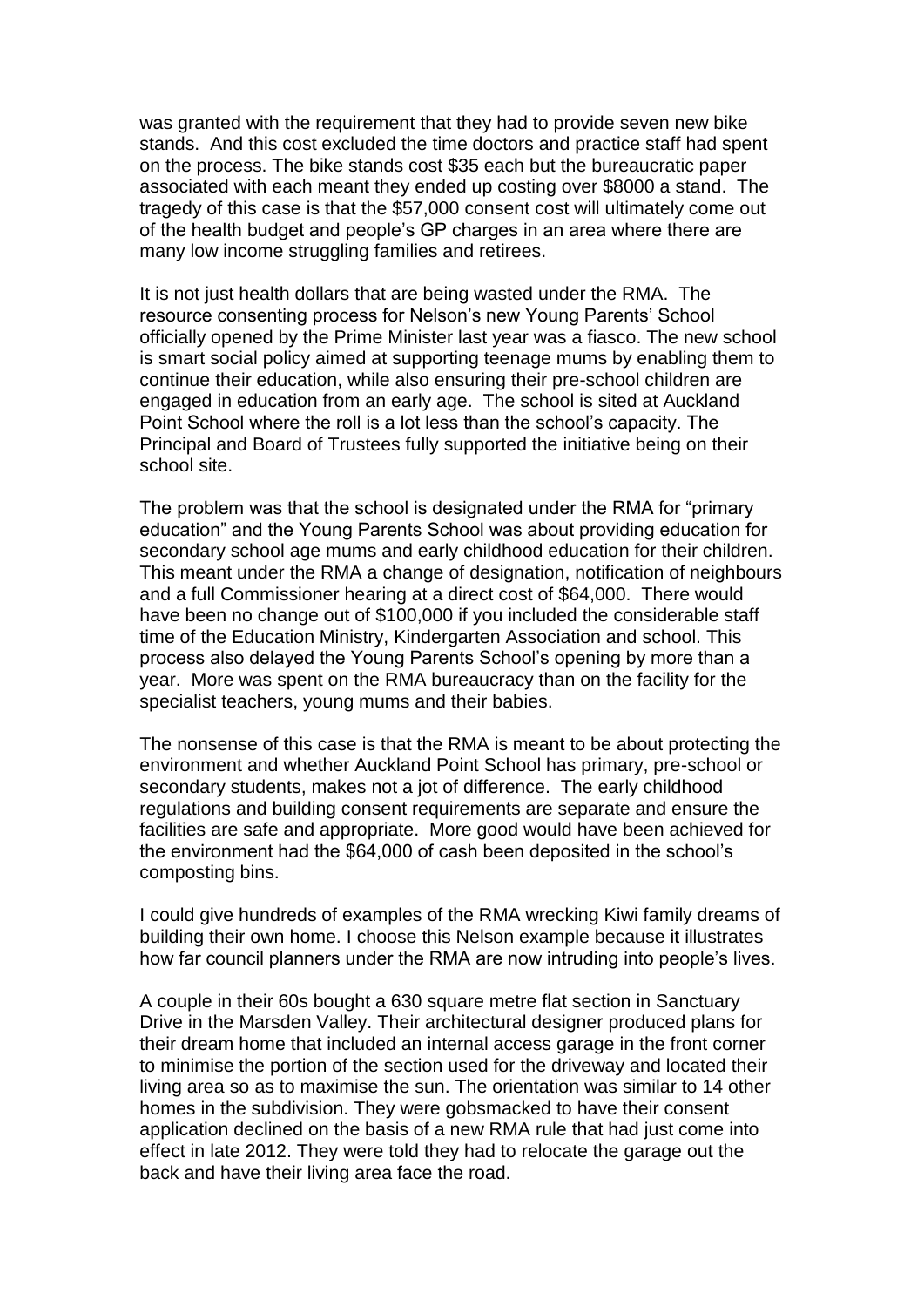was granted with the requirement that they had to provide seven new bike stands. And this cost excluded the time doctors and practice staff had spent on the process. The bike stands cost $35 each but the bureaucratic paper associated with each meant they ended up costing over $8000 a stand. The tragedy of this case is that the $57,000 consent cost will ultimately come out of the health budget and people's GP charges in an area where there are many low income struggling families and retirees.

It is not just health dollars that are being wasted under the RMA. The resource consenting process for Nelson's new Young Parents' School officially opened by the Prime Minister last year was a fiasco. The new school is smart social policy aimed at supporting teenage mums by enabling them to continue their education, while also ensuring their pre-school children are engaged in education from an early age. The school is sited at Auckland Point School where the roll is a lot less than the school's capacity. The Principal and Board of Trustees fully supported the initiative being on their school site.

The problem was that the school is designated under the RMA for "primary education" and the Young Parents School was about providing education for secondary school age mums and early childhood education for their children. This meant under the RMA a change of designation, notification of neighbours and a full Commissioner hearing at a direct cost of $64,000. There would have been no change out of $100,000 if you included the considerable staff time of the Education Ministry, Kindergarten Association and school. This process also delayed the Young Parents School's opening by more than a year. More was spent on the RMA bureaucracy than on the facility for the specialist teachers, young mums and their babies.

The nonsense of this case is that the RMA is meant to be about protecting the environment and whether Auckland Point School has primary, pre-school or secondary students, makes not a jot of difference. The early childhood regulations and building consent requirements are separate and ensure the facilities are safe and appropriate. More good would have been achieved for the environment had the $64,000 of cash been deposited in the school's composting bins.

I could give hundreds of examples of the RMA wrecking Kiwi family dreams of building their own home. I choose this Nelson example because it illustrates how far council planners under the RMA are now intruding into people's lives.

A couple in their 60s bought a 630 square metre flat section in Sanctuary Drive in the Marsden Valley. Their architectural designer produced plans for their dream home that included an internal access garage in the front corner to minimise the portion of the section used for the driveway and located their living area so as to maximise the sun. The orientation was similar to 14 other homes in the subdivision. They were gobsmacked to have their consent application declined on the basis of a new RMA rule that had just come into effect in late 2012. They were told they had to relocate the garage out the back and have their living area face the road.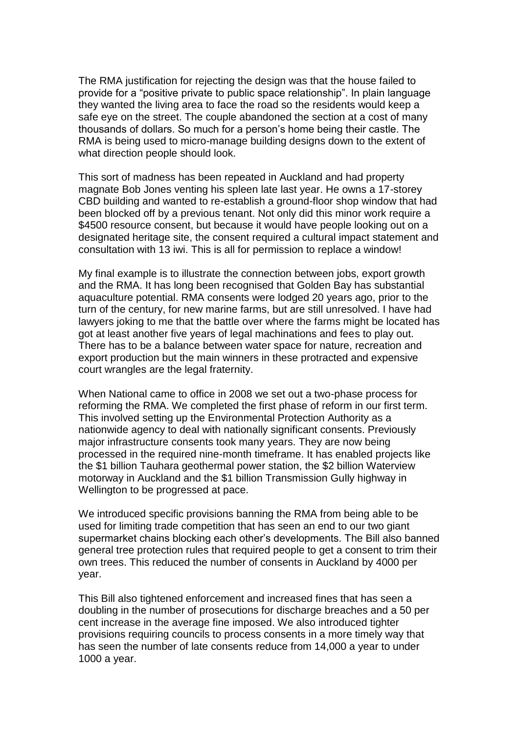The RMA justification for rejecting the design was that the house failed to provide for a "positive private to public space relationship". In plain language they wanted the living area to face the road so the residents would keep a safe eye on the street. The couple abandoned the section at a cost of many thousands of dollars. So much for a person's home being their castle. The RMA is being used to micro-manage building designs down to the extent of what direction people should look.

This sort of madness has been repeated in Auckland and had property magnate Bob Jones venting his spleen late last year. He owns a 17-storey CBD building and wanted to re-establish a ground-floor shop window that had been blocked off by a previous tenant. Not only did this minor work require a $4500 resource consent, but because it would have people looking out on a designated heritage site, the consent required a cultural impact statement and consultation with 13 iwi. This is all for permission to replace a window!

My final example is to illustrate the connection between jobs, export growth and the RMA. It has long been recognised that Golden Bay has substantial aquaculture potential. RMA consents were lodged 20 years ago, prior to the turn of the century, for new marine farms, but are still unresolved. I have had lawyers joking to me that the battle over where the farms might be located has got at least another five years of legal machinations and fees to play out. There has to be a balance between water space for nature, recreation and export production but the main winners in these protracted and expensive court wrangles are the legal fraternity.

When National came to office in 2008 we set out a two-phase process for reforming the RMA. We completed the first phase of reform in our first term. This involved setting up the Environmental Protection Authority as a nationwide agency to deal with nationally significant consents. Previously major infrastructure consents took many years. They are now being processed in the required nine-month timeframe. It has enabled projects like the $1 billion Tauhara geothermal power station, the $2 billion Waterview motorway in Auckland and the $1 billion Transmission Gully highway in Wellington to be progressed at pace.

We introduced specific provisions banning the RMA from being able to be used for limiting trade competition that has seen an end to our two giant supermarket chains blocking each other's developments. The Bill also banned general tree protection rules that required people to get a consent to trim their own trees. This reduced the number of consents in Auckland by 4000 per year.

This Bill also tightened enforcement and increased fines that has seen a doubling in the number of prosecutions for discharge breaches and a 50 per cent increase in the average fine imposed. We also introduced tighter provisions requiring councils to process consents in a more timely way that has seen the number of late consents reduce from 14,000 a year to under 1000 a year.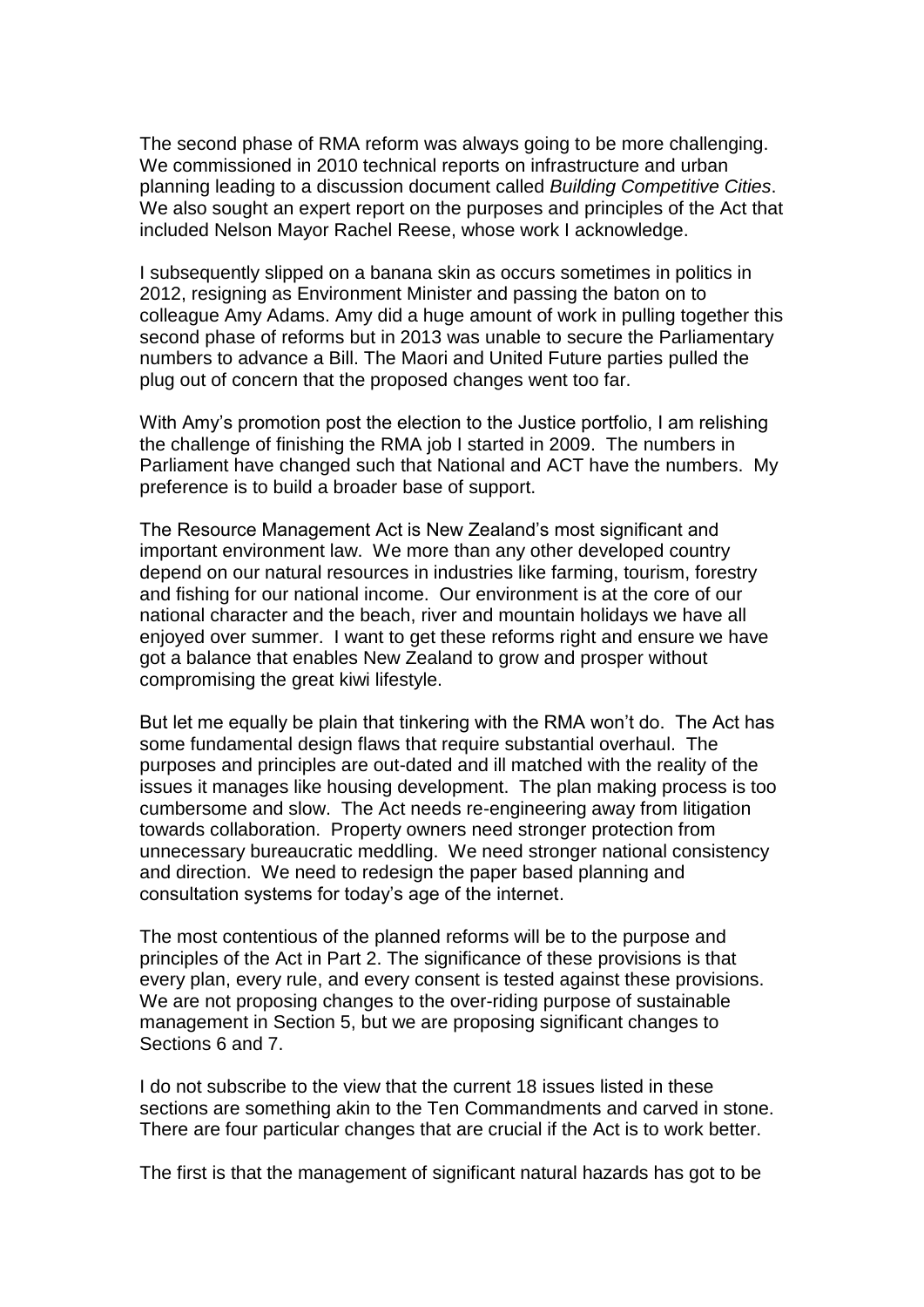The second phase of RMA reform was always going to be more challenging. We commissioned in 2010 technical reports on infrastructure and urban planning leading to a discussion document called *Building Competitive Cities*. We also sought an expert report on the purposes and principles of the Act that included Nelson Mayor Rachel Reese, whose work I acknowledge.

I subsequently slipped on a banana skin as occurs sometimes in politics in 2012, resigning as Environment Minister and passing the baton on to colleague Amy Adams. Amy did a huge amount of work in pulling together this second phase of reforms but in 2013 was unable to secure the Parliamentary numbers to advance a Bill. The Maori and United Future parties pulled the plug out of concern that the proposed changes went too far.

With Amy's promotion post the election to the Justice portfolio, I am relishing the challenge of finishing the RMA job I started in 2009. The numbers in Parliament have changed such that National and ACT have the numbers. My preference is to build a broader base of support.

The Resource Management Act is New Zealand's most significant and important environment law. We more than any other developed country depend on our natural resources in industries like farming, tourism, forestry and fishing for our national income. Our environment is at the core of our national character and the beach, river and mountain holidays we have all enjoyed over summer. I want to get these reforms right and ensure we have got a balance that enables New Zealand to grow and prosper without compromising the great kiwi lifestyle.

But let me equally be plain that tinkering with the RMA won't do. The Act has some fundamental design flaws that require substantial overhaul. The purposes and principles are out-dated and ill matched with the reality of the issues it manages like housing development. The plan making process is too cumbersome and slow. The Act needs re-engineering away from litigation towards collaboration. Property owners need stronger protection from unnecessary bureaucratic meddling. We need stronger national consistency and direction. We need to redesign the paper based planning and consultation systems for today's age of the internet.

The most contentious of the planned reforms will be to the purpose and principles of the Act in Part 2. The significance of these provisions is that every plan, every rule, and every consent is tested against these provisions. We are not proposing changes to the over-riding purpose of sustainable management in Section 5, but we are proposing significant changes to Sections 6 and 7.

I do not subscribe to the view that the current 18 issues listed in these sections are something akin to the Ten Commandments and carved in stone. There are four particular changes that are crucial if the Act is to work better.

The first is that the management of significant natural hazards has got to be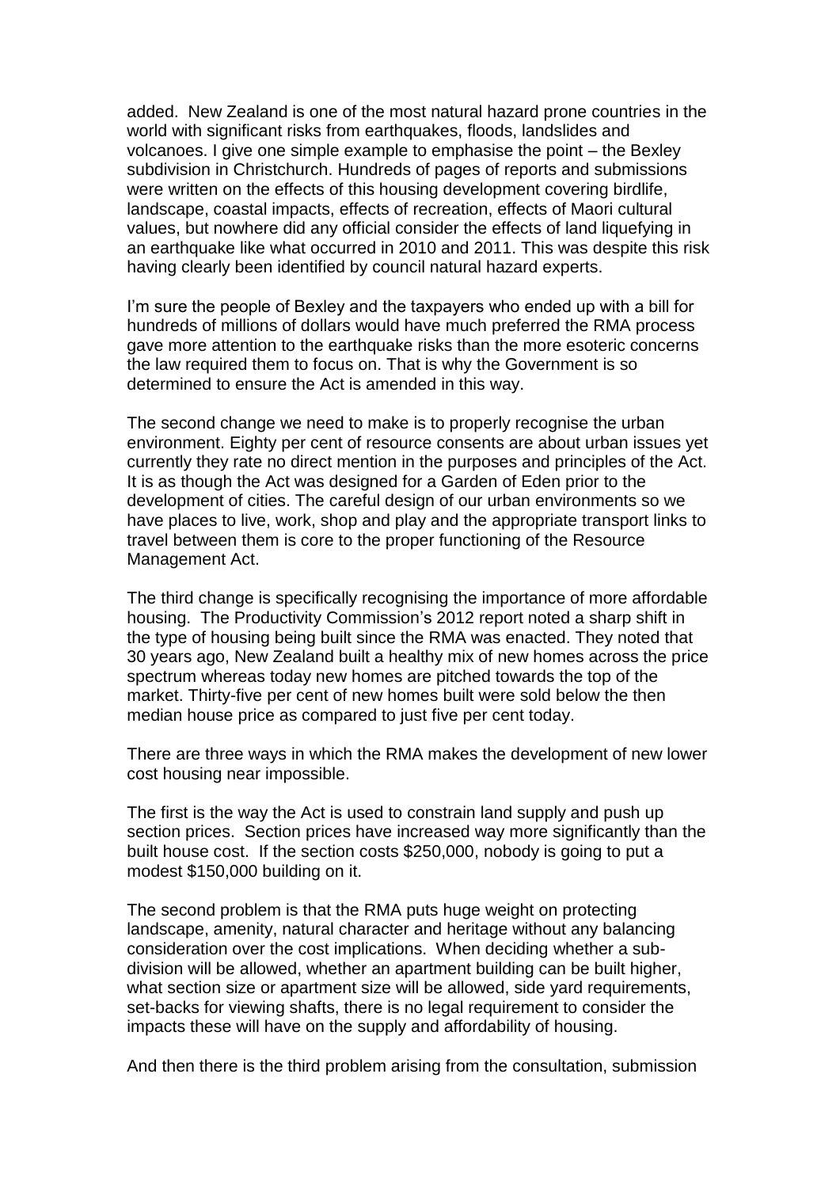added. New Zealand is one of the most natural hazard prone countries in the world with significant risks from earthquakes, floods, landslides and volcanoes. I give one simple example to emphasise the point – the Bexley subdivision in Christchurch. Hundreds of pages of reports and submissions were written on the effects of this housing development covering birdlife, landscape, coastal impacts, effects of recreation, effects of Maori cultural values, but nowhere did any official consider the effects of land liquefying in an earthquake like what occurred in 2010 and 2011. This was despite this risk having clearly been identified by council natural hazard experts.

I'm sure the people of Bexley and the taxpayers who ended up with a bill for hundreds of millions of dollars would have much preferred the RMA process gave more attention to the earthquake risks than the more esoteric concerns the law required them to focus on. That is why the Government is so determined to ensure the Act is amended in this way.

The second change we need to make is to properly recognise the urban environment. Eighty per cent of resource consents are about urban issues yet currently they rate no direct mention in the purposes and principles of the Act. It is as though the Act was designed for a Garden of Eden prior to the development of cities. The careful design of our urban environments so we have places to live, work, shop and play and the appropriate transport links to travel between them is core to the proper functioning of the Resource Management Act.

The third change is specifically recognising the importance of more affordable housing. The Productivity Commission's 2012 report noted a sharp shift in the type of housing being built since the RMA was enacted. They noted that 30 years ago, New Zealand built a healthy mix of new homes across the price spectrum whereas today new homes are pitched towards the top of the market. Thirty-five per cent of new homes built were sold below the then median house price as compared to just five per cent today.

There are three ways in which the RMA makes the development of new lower cost housing near impossible.

The first is the way the Act is used to constrain land supply and push up section prices. Section prices have increased way more significantly than the built house cost. If the section costs $250,000, nobody is going to put a modest $150,000 building on it.

The second problem is that the RMA puts huge weight on protecting landscape, amenity, natural character and heritage without any balancing consideration over the cost implications. When deciding whether a sub-division will be allowed, whether an apartment building can be built higher, what section size or apartment size will be allowed, side yard requirements, set-backs for viewing shafts, there is no legal requirement to consider the impacts these will have on the supply and affordability of housing.

And then there is the third problem arising from the consultation, submission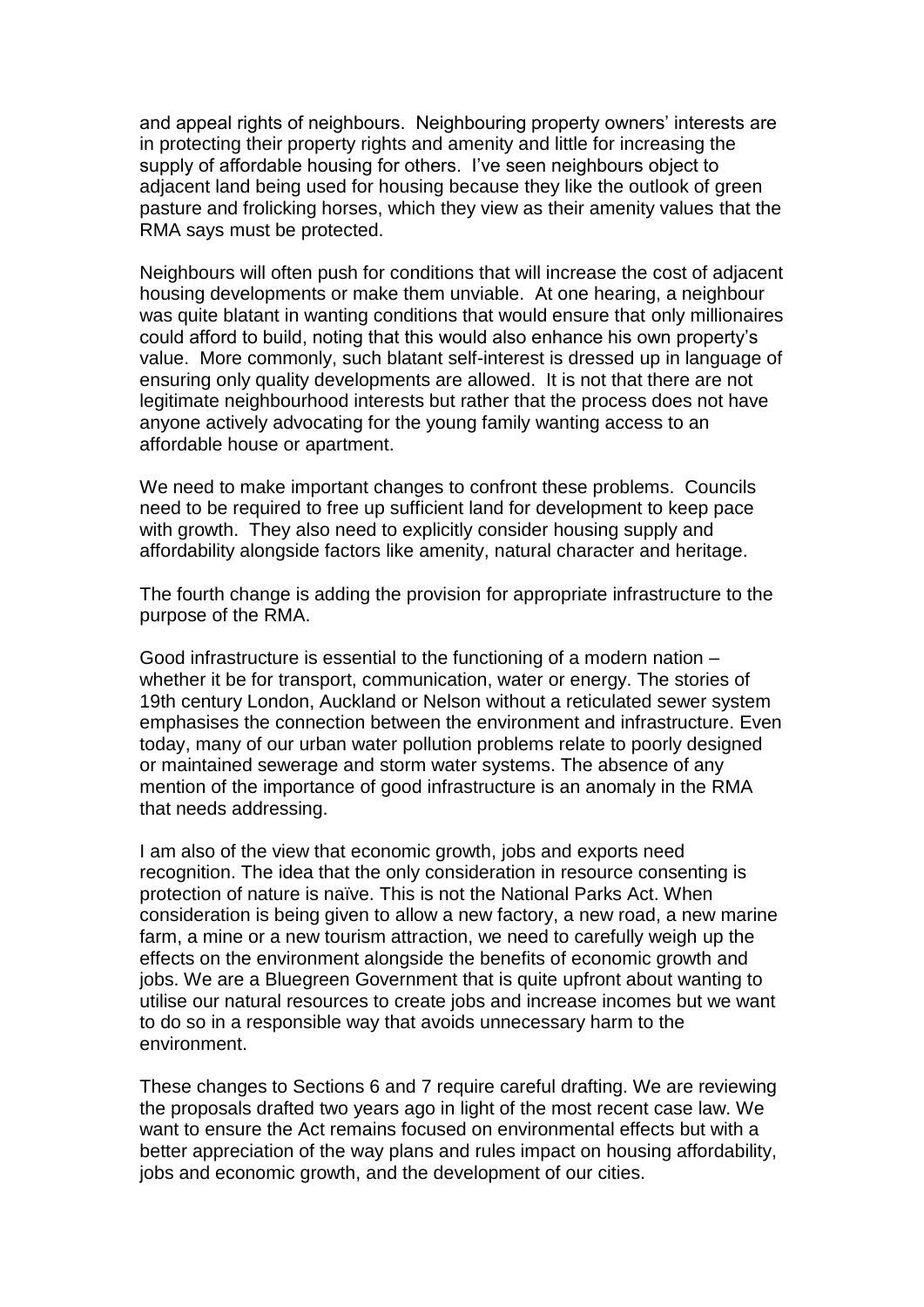and appeal rights of neighbours. Neighbouring property owners' interests are in protecting their property rights and amenity and little for increasing the supply of affordable housing for others. I've seen neighbours object to adjacent land being used for housing because they like the outlook of green pasture and frolicking horses, which they view as their amenity values that the RMA says must be protected.

Neighbours will often push for conditions that will increase the cost of adjacent housing developments or make them unviable. At one hearing, a neighbour was quite blatant in wanting conditions that would ensure that only millionaires could afford to build, noting that this would also enhance his own property's value. More commonly, such blatant self-interest is dressed up in language of ensuring only quality developments are allowed. It is not that there are not legitimate neighbourhood interests but rather that the process does not have anyone actively advocating for the young family wanting access to an affordable house or apartment.

We need to make important changes to confront these problems. Councils need to be required to free up sufficient land for development to keep pace with growth. They also need to explicitly consider housing supply and affordability alongside factors like amenity, natural character and heritage.

The fourth change is adding the provision for appropriate infrastructure to the purpose of the RMA.

Good infrastructure is essential to the functioning of a modern nation – whether it be for transport, communication, water or energy. The stories of 19th century London, Auckland or Nelson without a reticulated sewer system emphasises the connection between the environment and infrastructure. Even today, many of our urban water pollution problems relate to poorly designed or maintained sewerage and storm water systems. The absence of any mention of the importance of good infrastructure is an anomaly in the RMA that needs addressing.

I am also of the view that economic growth, jobs and exports need recognition. The idea that the only consideration in resource consenting is protection of nature is naïve. This is not the National Parks Act. When consideration is being given to allow a new factory, a new road, a new marine farm, a mine or a new tourism attraction, we need to carefully weigh up the effects on the environment alongside the benefits of economic growth and jobs. We are a Bluegreen Government that is quite upfront about wanting to utilise our natural resources to create jobs and increase incomes but we want to do so in a responsible way that avoids unnecessary harm to the environment.

These changes to Sections 6 and 7 require careful drafting. We are reviewing the proposals drafted two years ago in light of the most recent case law. We want to ensure the Act remains focused on environmental effects but with a better appreciation of the way plans and rules impact on housing affordability, jobs and economic growth, and the development of our cities.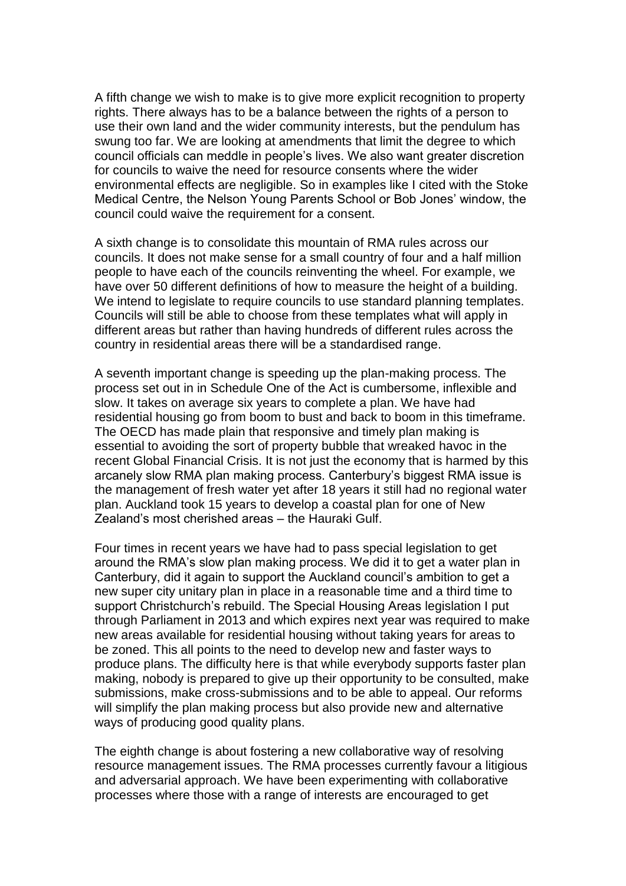A fifth change we wish to make is to give more explicit recognition to property rights. There always has to be a balance between the rights of a person to use their own land and the wider community interests, but the pendulum has swung too far. We are looking at amendments that limit the degree to which council officials can meddle in people's lives. We also want greater discretion for councils to waive the need for resource consents where the wider environmental effects are negligible. So in examples like I cited with the Stoke Medical Centre, the Nelson Young Parents School or Bob Jones' window, the council could waive the requirement for a consent.

A sixth change is to consolidate this mountain of RMA rules across our councils. It does not make sense for a small country of four and a half million people to have each of the councils reinventing the wheel. For example, we have over 50 different definitions of how to measure the height of a building. We intend to legislate to require councils to use standard planning templates. Councils will still be able to choose from these templates what will apply in different areas but rather than having hundreds of different rules across the country in residential areas there will be a standardised range.

A seventh important change is speeding up the plan-making process. The process set out in in Schedule One of the Act is cumbersome, inflexible and slow. It takes on average six years to complete a plan. We have had residential housing go from boom to bust and back to boom in this timeframe. The OECD has made plain that responsive and timely plan making is essential to avoiding the sort of property bubble that wreaked havoc in the recent Global Financial Crisis. It is not just the economy that is harmed by this arcanely slow RMA plan making process. Canterbury's biggest RMA issue is the management of fresh water yet after 18 years it still had no regional water plan. Auckland took 15 years to develop a coastal plan for one of New Zealand's most cherished areas – the Hauraki Gulf.

Four times in recent years we have had to pass special legislation to get around the RMA's slow plan making process. We did it to get a water plan in Canterbury, did it again to support the Auckland council's ambition to get a new super city unitary plan in place in a reasonable time and a third time to support Christchurch's rebuild. The Special Housing Areas legislation I put through Parliament in 2013 and which expires next year was required to make new areas available for residential housing without taking years for areas to be zoned. This all points to the need to develop new and faster ways to produce plans. The difficulty here is that while everybody supports faster plan making, nobody is prepared to give up their opportunity to be consulted, make submissions, make cross-submissions and to be able to appeal. Our reforms will simplify the plan making process but also provide new and alternative ways of producing good quality plans.

The eighth change is about fostering a new collaborative way of resolving resource management issues. The RMA processes currently favour a litigious and adversarial approach. We have been experimenting with collaborative processes where those with a range of interests are encouraged to get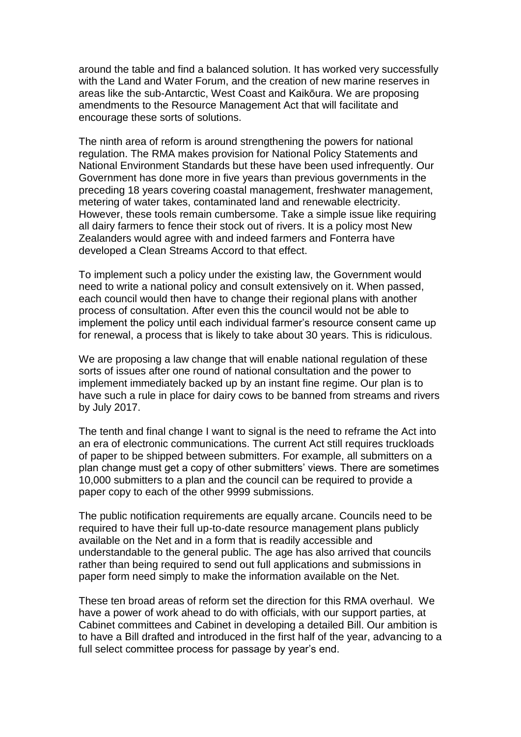around the table and find a balanced solution. It has worked very successfully with the Land and Water Forum, and the creation of new marine reserves in areas like the sub-Antarctic, West Coast and Kaikōura. We are proposing amendments to the Resource Management Act that will facilitate and encourage these sorts of solutions.

The ninth area of reform is around strengthening the powers for national regulation. The RMA makes provision for National Policy Statements and National Environment Standards but these have been used infrequently. Our Government has done more in five years than previous governments in the preceding 18 years covering coastal management, freshwater management, metering of water takes, contaminated land and renewable electricity. However, these tools remain cumbersome. Take a simple issue like requiring all dairy farmers to fence their stock out of rivers. It is a policy most New Zealanders would agree with and indeed farmers and Fonterra have developed a Clean Streams Accord to that effect.

To implement such a policy under the existing law, the Government would need to write a national policy and consult extensively on it. When passed, each council would then have to change their regional plans with another process of consultation. After even this the council would not be able to implement the policy until each individual farmer's resource consent came up for renewal, a process that is likely to take about 30 years. This is ridiculous.

We are proposing a law change that will enable national regulation of these sorts of issues after one round of national consultation and the power to implement immediately backed up by an instant fine regime. Our plan is to have such a rule in place for dairy cows to be banned from streams and rivers by July 2017.

The tenth and final change I want to signal is the need to reframe the Act into an era of electronic communications. The current Act still requires truckloads of paper to be shipped between submitters. For example, all submitters on a plan change must get a copy of other submitters' views. There are sometimes 10,000 submitters to a plan and the council can be required to provide a paper copy to each of the other 9999 submissions.

The public notification requirements are equally arcane. Councils need to be required to have their full up-to-date resource management plans publicly available on the Net and in a form that is readily accessible and understandable to the general public. The age has also arrived that councils rather than being required to send out full applications and submissions in paper form need simply to make the information available on the Net.

These ten broad areas of reform set the direction for this RMA overhaul. We have a power of work ahead to do with officials, with our support parties, at Cabinet committees and Cabinet in developing a detailed Bill. Our ambition is to have a Bill drafted and introduced in the first half of the year, advancing to a full select committee process for passage by year's end.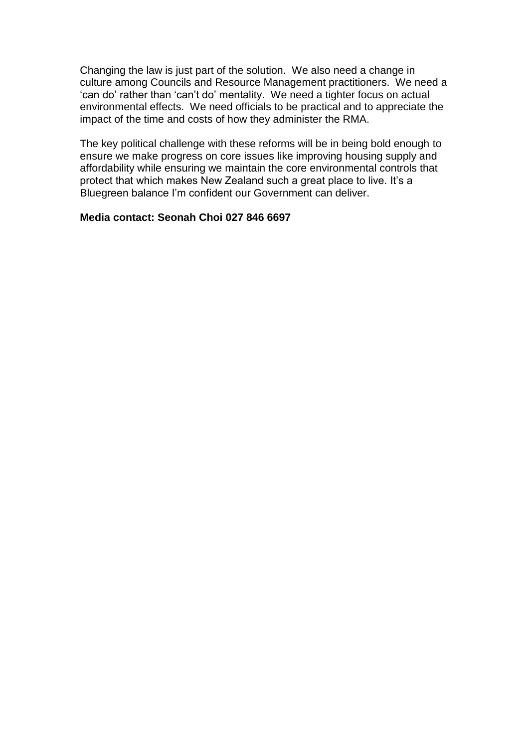Changing the law is just part of the solution. We also need a change in culture among Councils and Resource Management practitioners. We need a 'can do' rather than 'can't do' mentality. We need a tighter focus on actual environmental effects. We need officials to be practical and to appreciate the impact of the time and costs of how they administer the RMA.

The key political challenge with these reforms will be in being bold enough to ensure we make progress on core issues like improving housing supply and affordability while ensuring we maintain the core environmental controls that protect that which makes New Zealand such a great place to live. It's a Bluegreen balance I'm confident our Government can deliver.

**Media contact: Seonah Choi 027 846 6697**